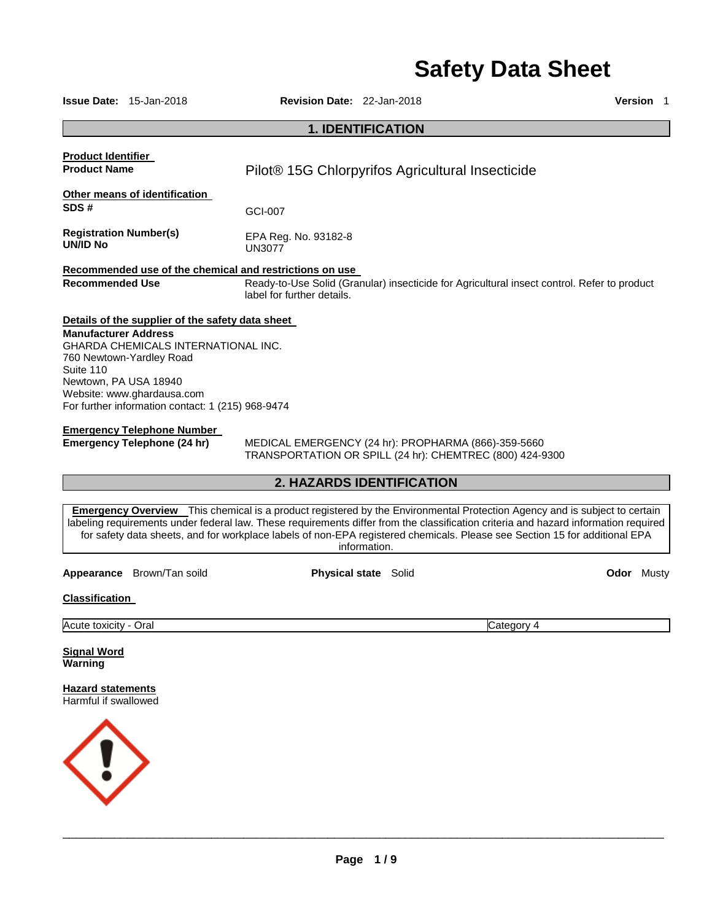# Safety Data Sheet

**Issue Date:** 15-Jan-2018 **Revision Date:** 22-Jan-2018 **Version** 1

## 1. IDENTIFICATION

**Product Identifier**

**Product Name** Pilot® 15G Chlorpyrifos Agricultural Insecticide

**Other means of identification**

**SDS #** GCI-007

**Registration Number(s)** EPA Reg. No. 93182-8

**UN/ID No** UN3077

**Recommended use of the chemical and restrictions on use**

**Recommended Use** Ready-to-Use Solid (Granular) insecticide for Agricultural insect control. Refer to product label for further details.

**Details of the supplier of the safety data sheet**

**Manufacturer Address**
GHARDA CHEMICALS INTERNATIONAL INC.
760 Newtown-Yardley Road
Suite 110
Newtown, PA USA 18940
Website: www.ghardausa.com
For further information contact: 1 (215) 968-9474

**Emergency Telephone Number**

**Emergency Telephone (24 hr)** MEDICAL EMERGENCY (24 hr): PROPHARMA (866)-359-5660
TRANSPORTATION OR SPILL (24 hr): CHEMTREC (800) 424-9300

## 2. HAZARDS IDENTIFICATION

**Emergency Overview** This chemical is a product registered by the Environmental Protection Agency and is subject to certain labeling requirements under federal law. These requirements differ from the classification criteria and hazard information required for safety data sheets, and for workplace labels of non-EPA registered chemicals. Please see Section 15 for additional EPA information.

**Appearance** Brown/Tan soild **Physical state** Solid **Odor** Musty

**Classification**

| Acute toxicity - Oral | Category 4 |
|---|---|

**Signal Word**
**Warning**

**Hazard statements**
Harmful if swallowed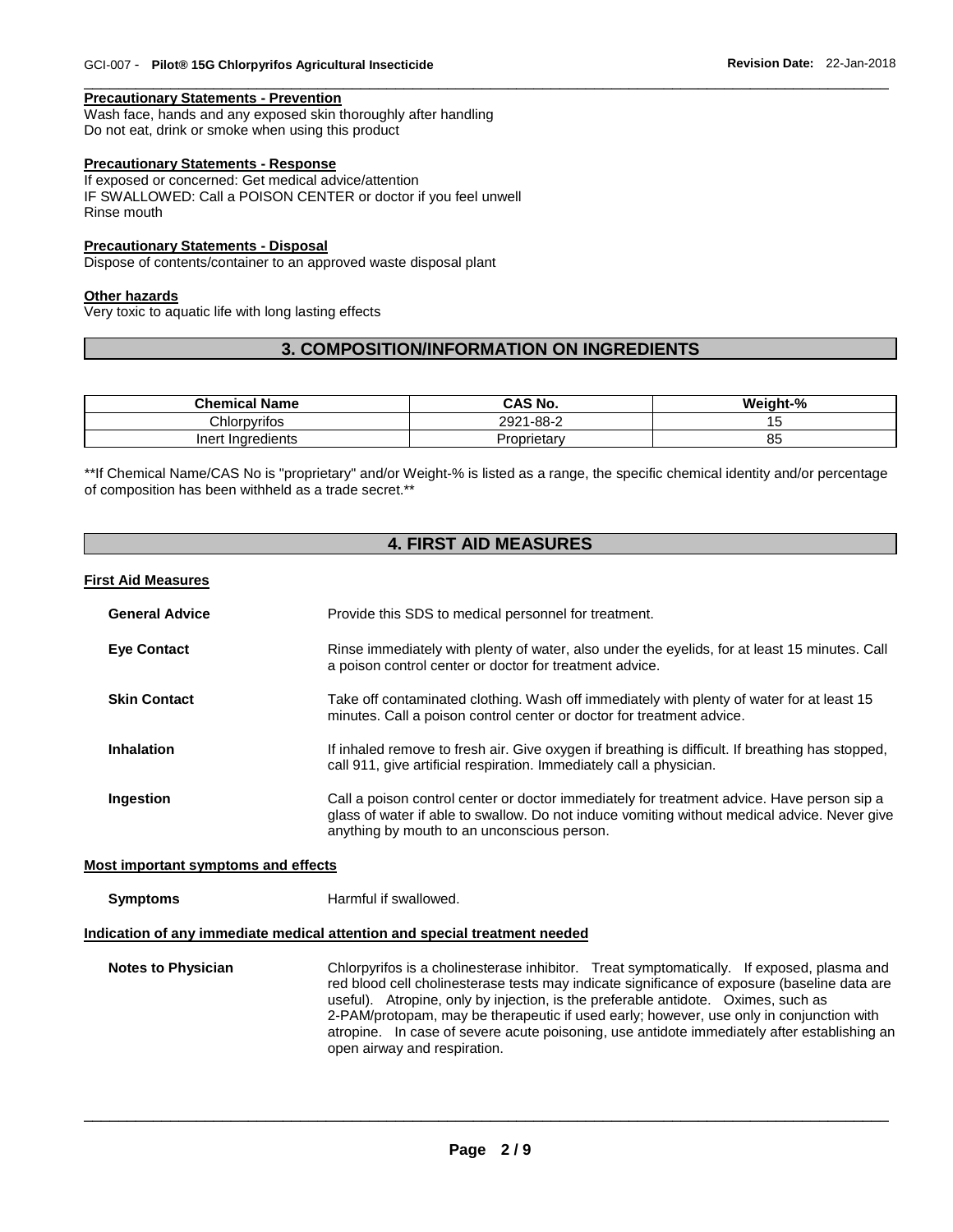**Precautionary Statements - Prevention**

Wash face, hands and any exposed skin thoroughly after handling
Do not eat, drink or smoke when using this product

**Precautionary Statements - Response**

If exposed or concerned: Get medical advice/attention
IF SWALLOWED: Call a POISON CENTER or doctor if you feel unwell
Rinse mouth

**Precautionary Statements - Disposal**

Dispose of contents/container to an approved waste disposal plant

**Other hazards**

Very toxic to aquatic life with long lasting effects

## 3. COMPOSITION/INFORMATION ON INGREDIENTS

| Chemical Name | CAS No. | Weight-% |
| --- | --- | --- |
| Chlorpyrifos | 2921-88-2 | 15 |
| Inert Ingredients | Proprietary | 85 |

**If Chemical Name/CAS No is "proprietary" and/or Weight-% is listed as a range, the specific chemical identity and/or percentage of composition has been withheld as a trade secret.**

## 4. FIRST AID MEASURES

**First Aid Measures**

**General Advice** Provide this SDS to medical personnel for treatment.

**Eye Contact** Rinse immediately with plenty of water, also under the eyelids, for at least 15 minutes. Call a poison control center or doctor for treatment advice.

**Skin Contact** Take off contaminated clothing. Wash off immediately with plenty of water for at least 15 minutes. Call a poison control center or doctor for treatment advice.

**Inhalation** If inhaled remove to fresh air. Give oxygen if breathing is difficult. If breathing has stopped, call 911, give artificial respiration. Immediately call a physician.

**Ingestion** Call a poison control center or doctor immediately for treatment advice. Have person sip a glass of water if able to swallow. Do not induce vomiting without medical advice. Never give anything by mouth to an unconscious person.

**Most important symptoms and effects**

**Symptoms** Harmful if swallowed.

**Indication of any immediate medical attention and special treatment needed**

**Notes to Physician** Chlorpyrifos is a cholinesterase inhibitor. Treat symptomatically. If exposed, plasma and red blood cell cholinesterase tests may indicate significance of exposure (baseline data are useful). Atropine, only by injection, is the preferable antidote. Oximes, such as 2-PAM/protopam, may be therapeutic if used early; however, use only in conjunction with atropine. In case of severe acute poisoning, use antidote immediately after establishing an open airway and respiration.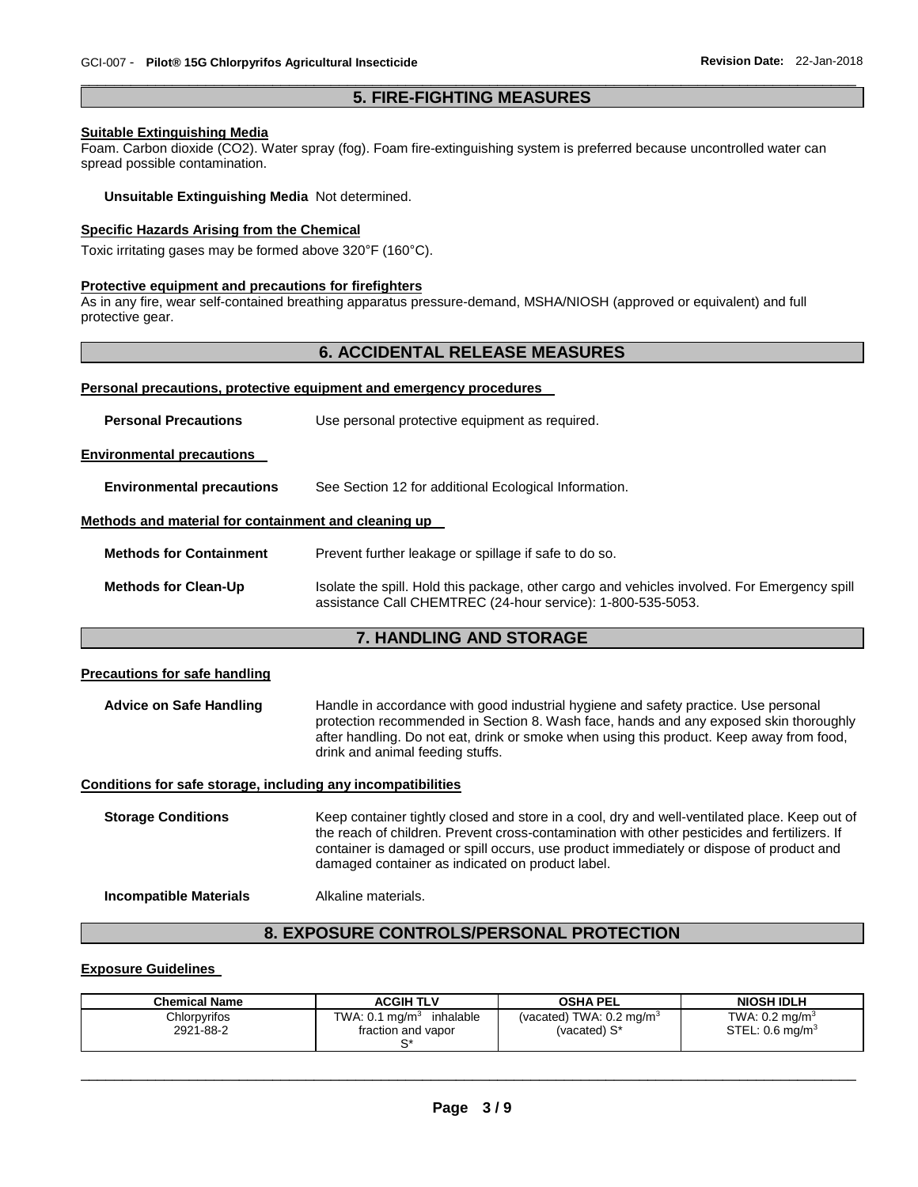## 5. FIRE-FIGHTING MEASURES

**Suitable Extinguishing Media**

Foam. Carbon dioxide ($CO_2$). Water spray (fog). Foam fire-extinguishing system is preferred because uncontrolled water can spread possible contamination.

**Unsuitable Extinguishing Media** Not determined.

**Specific Hazards Arising from the Chemical**

Toxic irritating gases may be formed above 320°F (160°C).

**Protective equipment and precautions for firefighters**

As in any fire, wear self-contained breathing apparatus pressure-demand, MSHA/NIOSH (approved or equivalent) and full protective gear.

## 6. ACCIDENTAL RELEASE MEASURES

**Personal precautions, protective equipment and emergency procedures**

**Personal Precautions** Use personal protective equipment as required.

**Environmental precautions**

**Environmental precautions** See Section 12 for additional Ecological Information.

**Methods and material for containment and cleaning up**

**Methods for Containment** Prevent further leakage or spillage if safe to do so.

**Methods for Clean-Up** Isolate the spill. Hold this package, other cargo and vehicles involved. For Emergency spill assistance Call CHEMTREC (24-hour service): 1-800-535-5053.

## 7. HANDLING AND STORAGE

**Precautions for safe handling**

**Advice on Safe Handling** Handle in accordance with good industrial hygiene and safety practice. Use personal protection recommended in Section 8. Wash face, hands and any exposed skin thoroughly after handling. Do not eat, drink or smoke when using this product. Keep away from food, drink and animal feeding stuffs.

**Conditions for safe storage, including any incompatibilities**

**Storage Conditions** Keep container tightly closed and store in a cool, dry and well-ventilated place. Keep out of the reach of children. Prevent cross-contamination with other pesticides and fertilizers. If container is damaged or spill occurs, use product immediately or dispose of product and damaged container as indicated on product label.

**Incompatible Materials** Alkaline materials.

## 8. EXPOSURE CONTROLS/PERSONAL PROTECTION

**Exposure Guidelines**

| Chemical Name | ACGIH TLV | OSHA PEL | NIOSH IDLH |
|---|---|---|---|
| Chlorpyrifos 2921-88-2 | TWA: 0.1 mg/m$^3$ inhalable fraction and vapor S* | (vacated) TWA: 0.2 mg/m$^3$ (vacated) S* | TWA: 0.2 mg/m$^3$ STEL: 0.6 mg/m$^3$ |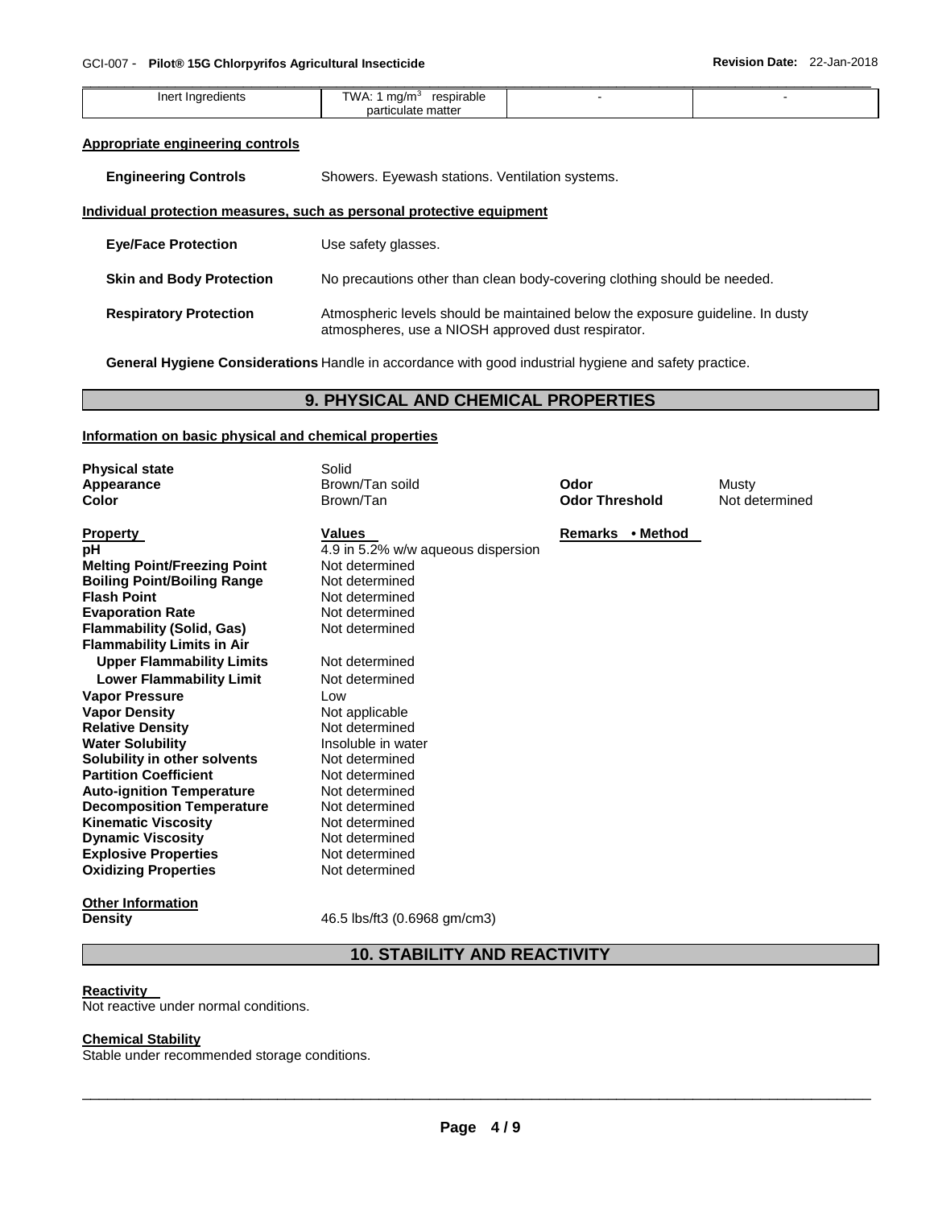| Inert Ingredients | TWA: 1 $mg/m^3$ respirable particulate matter | - | - |
|---|---|---|---|

### Appropriate engineering controls

**Engineering Controls** Showers. Eyewash stations. Ventilation systems.

### Individual protection measures, such as personal protective equipment

**Eye/Face Protection** Use safety glasses.

**Skin and Body Protection** No precautions other than clean body-covering clothing should be needed.

**Respiratory Protection** Atmospheric levels should be maintained below the exposure guideline. In dusty atmospheres, use a NIOSH approved dust respirator.

**General Hygiene Considerations** Handle in accordance with good industrial hygiene and safety practice.

## 9. PHYSICAL AND CHEMICAL PROPERTIES

### Information on basic physical and chemical properties

**Physical state** Solid
**Appearance** Brown/Tan soild
**Color** Brown/Tan
**Odor** Musty
**Odor Threshold** Not determined

| Property | Values | Remarks • Method |
|---|---|---|
| **pH** | 4.9 in 5.2% w/w aqueous dispersion | |
| **Melting Point/Freezing Point** | Not determined | |
| **Boiling Point/Boiling Range** | Not determined | |
| **Flash Point** | Not determined | |
| **Evaporation Rate** | Not determined | |
| **Flammability (Solid, Gas)** | Not determined | |
| **Flammability Limits in Air** | | |
| **Upper Flammability Limits** | Not determined | |
| **Lower Flammability Limit** | Not determined | |
| **Vapor Pressure** | Low | |
| **Vapor Density** | Not applicable | |
| **Relative Density** | Not determined | |
| **Water Solubility** | Insoluble in water | |
| **Solubility in other solvents** | Not determined | |
| **Partition Coefficient** | Not determined | |
| **Auto-ignition Temperature** | Not determined | |
| **Decomposition Temperature** | Not determined | |
| **Kinematic Viscosity** | Not determined | |
| **Dynamic Viscosity** | Not determined | |
| **Explosive Properties** | Not determined | |
| **Oxidizing Properties** | Not determined | |

**Other Information**

**Density** 46.5 lbs/ft3 (0.6968 gm/cm3)

## 10. STABILITY AND REACTIVITY

**Reactivity**

Not reactive under normal conditions.

**Chemical Stability**

Stable under recommended storage conditions.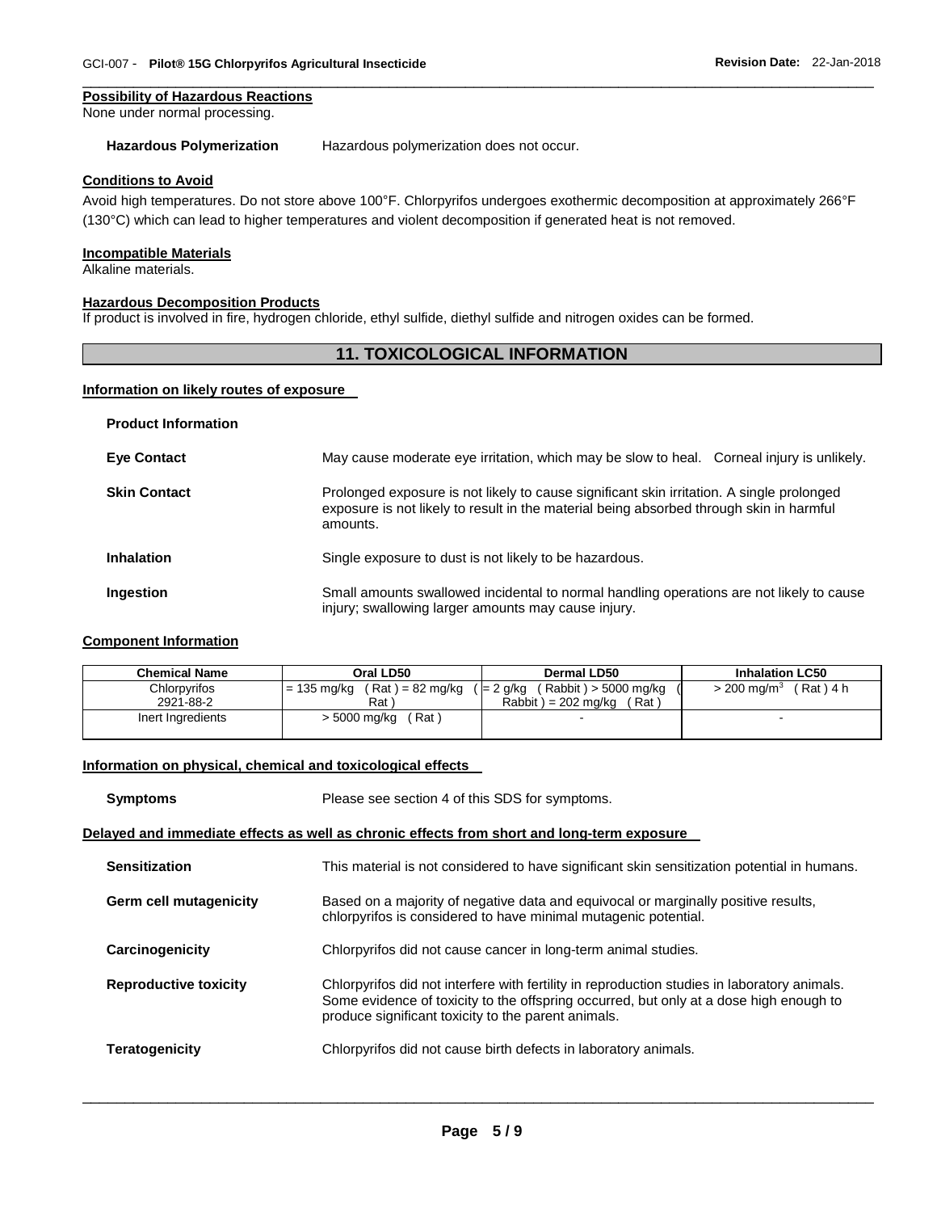**Possibility of Hazardous Reactions**
None under normal processing.

**Hazardous Polymerization** Hazardous polymerization does not occur.

**Conditions to Avoid**

Avoid high temperatures. Do not store above 100°F. Chlorpyrifos undergoes exothermic decomposition at approximately 266°F (130°C) which can lead to higher temperatures and violent decomposition if generated heat is not removed.

**Incompatible Materials**
Alkaline materials.

**Hazardous Decomposition Products**
If product is involved in fire, hydrogen chloride, ethyl sulfide, diethyl sulfide and nitrogen oxides can be formed.

## 11. TOXICOLOGICAL INFORMATION

**Information on likely routes of exposure**

**Product Information**

**Eye Contact** May cause moderate eye irritation, which may be slow to heal. Corneal injury is unlikely.

**Skin Contact** Prolonged exposure is not likely to cause significant skin irritation. A single prolonged exposure is not likely to result in the material being absorbed through skin in harmful amounts.

**Inhalation** Single exposure to dust is not likely to be hazardous.

**Ingestion** Small amounts swallowed incidental to normal handling operations are not likely to cause injury; swallowing larger amounts may cause injury.

**Component Information**

| Chemical Name | Oral LD50 | Dermal LD50 | Inhalation LC50 |
|---|---|---|---|
| Chlorpyrifos<br>2921-88-2 | = 135 mg/kg ( Rat ) = 82 mg/kg ( Rat ) | = 2 g/kg ( Rabbit ) > 5000 mg/kg ( Rabbit ) = 202 mg/kg ( Rat ) | > 200 mg/m$^3$ ( Rat ) 4 h |
| Inert Ingredients | > 5000 mg/kg ( Rat ) | - | - |

**Information on physical, chemical and toxicological effects**

**Symptoms** Please see section 4 of this SDS for symptoms.

**Delayed and immediate effects as well as chronic effects from short and long-term exposure**

**Sensitization** This material is not considered to have significant skin sensitization potential in humans.

**Germ cell mutagenicity** Based on a majority of negative data and equivocal or marginally positive results, chlorpyrifos is considered to have minimal mutagenic potential.

**Carcinogenicity** Chlorpyrifos did not cause cancer in long-term animal studies.

**Reproductive toxicity** Chlorpyrifos did not interfere with fertility in reproduction studies in laboratory animals. Some evidence of toxicity to the offspring occurred, but only at a dose high enough to produce significant toxicity to the parent animals.

**Teratogenicity** Chlorpyrifos did not cause birth defects in laboratory animals.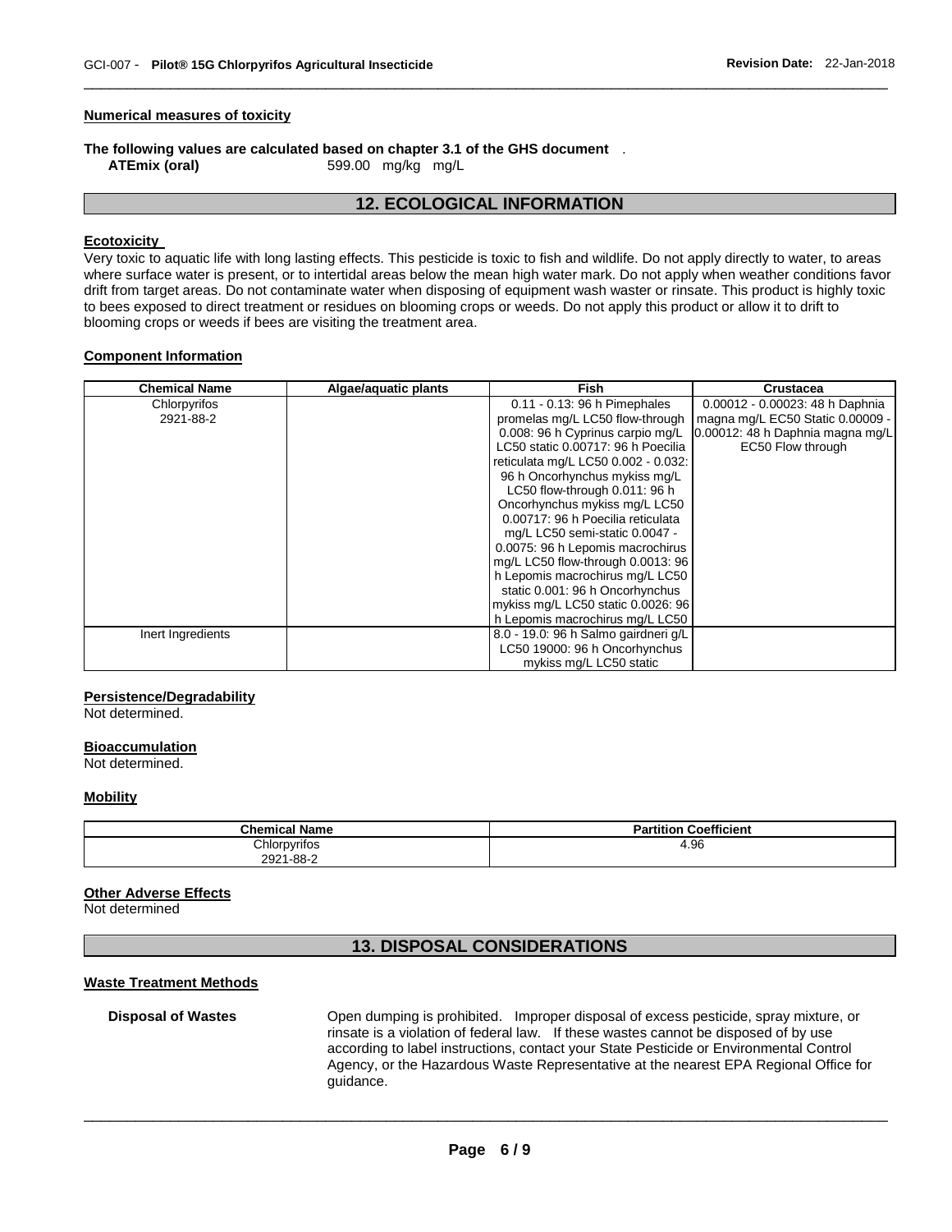#### Numerical measures of toxicity

**The following values are calculated based on chapter 3.1 of the GHS document** .

**ATEmix (oral)** 599.00 mg/kg mg/L

## 12. ECOLOGICAL INFORMATION

#### Ecotoxicity

Very toxic to aquatic life with long lasting effects. This pesticide is toxic to fish and wildlife. Do not apply directly to water, to areas where surface water is present, or to intertidal areas below the mean high water mark. Do not apply when weather conditions favor drift from target areas. Do not contaminate water when disposing of equipment wash waster or rinsate. This product is highly toxic to bees exposed to direct treatment or residues on blooming crops or weeds. Do not apply this product or allow it to drift to blooming crops or weeds if bees are visiting the treatment area.

#### Component Information

| Chemical Name | Algae/aquatic plants | Fish | Crustacea |
|---|---|---|---|
| Chlorpyrifos 2921-88-2 | | 0.11 - 0.13: 96 h Pimephales promelas mg/L LC50 flow-through 0.008: 96 h Cyprinus carpio mg/L LC50 static 0.00717: 96 h Poecilia reticulata mg/L LC50 0.002 - 0.032: 96 h Oncorhynchus mykiss mg/L LC50 flow-through 0.011: 96 h Oncorhynchus mykiss mg/L LC50 0.00717: 96 h Poecilia reticulata mg/L LC50 semi-static 0.0047 - 0.0075: 96 h Lepomis macrochirus mg/L LC50 flow-through 0.0013: 96 h Lepomis macrochirus mg/L LC50 static 0.001: 96 h Oncorhynchus mykiss mg/L LC50 static 0.0026: 96 h Lepomis macrochirus mg/L LC50 | 0.00012 - 0.00023: 48 h Daphnia magna mg/L EC50 Static 0.00009 - 0.00012: 48 h Daphnia magna mg/L EC50 Flow through |
| Inert Ingredients | | 8.0 - 19.0: 96 h Salmo gairdneri g/L LC50 19000: 96 h Oncorhynchus mykiss mg/L LC50 static | |

#### Persistence/Degradability

Not determined.

#### Bioaccumulation

Not determined.

#### Mobility

| Chemical Name | Partition Coefficient |
|---|---|
| Chlorpyrifos 2921-88-2 | 4.96 |

#### Other Adverse Effects

Not determined

## 13. DISPOSAL CONSIDERATIONS

#### Waste Treatment Methods

**Disposal of Wastes** Open dumping is prohibited. Improper disposal of excess pesticide, spray mixture, or rinsate is a violation of federal law. If these wastes cannot be disposed of by use according to label instructions, contact your State Pesticide or Environmental Control Agency, or the Hazardous Waste Representative at the nearest EPA Regional Office for guidance.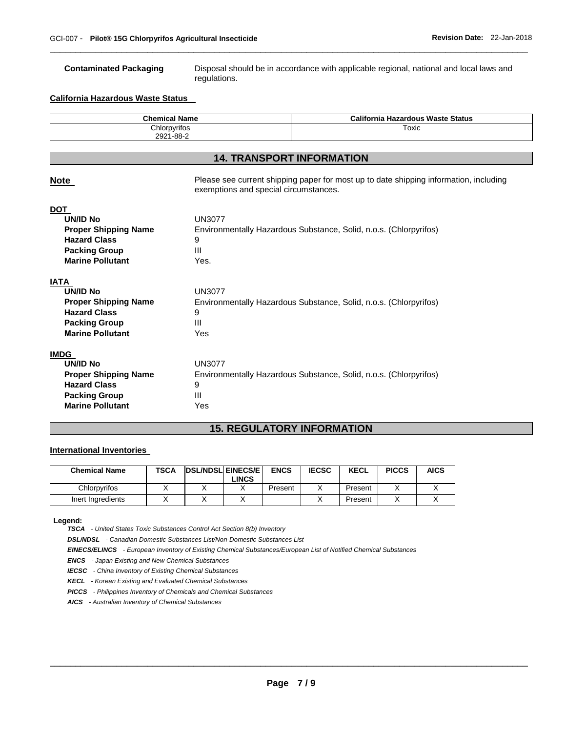**Contaminated Packaging** Disposal should be in accordance with applicable regional, national and local laws and regulations.

**California Hazardous Waste Status**

| Chemical Name | California Hazardous Waste Status |
|---|---|
| Chlorpyrifos<br>2921-88-2 | Toxic |

## 14. TRANSPORT INFORMATION

**Note** Please see current shipping paper for most up to date shipping information, including exemptions and special circumstances.

**DOT**

**UN/ID No** UN3077
**Proper Shipping Name** Environmentally Hazardous Substance, Solid, n.o.s. (Chlorpyrifos)
**Hazard Class** 9
**Packing Group** III
**Marine Pollutant** Yes.

**IATA**

**UN/ID No** UN3077
**Proper Shipping Name** Environmentally Hazardous Substance, Solid, n.o.s. (Chlorpyrifos)
**Hazard Class** 9
**Packing Group** III
**Marine Pollutant** Yes

**IMDG**

**UN/ID No** UN3077
**Proper Shipping Name** Environmentally Hazardous Substance, Solid, n.o.s. (Chlorpyrifos)
**Hazard Class** 9
**Packing Group** III
**Marine Pollutant** Yes

## 15. REGULATORY INFORMATION

**International Inventories**

| Chemical Name | TSCA | DSL/NDSL | EINECS/ELINCS | ENCS | IECSC | KECL | PICCS | AICS |
|---|---|---|---|---|---|---|---|---|
| Chlorpyrifos | X | X | X | Present | X | Present | X | X |
| Inert Ingredients | X | X | X | | X | Present | X | X |

**Legend:**

***TSCA*** *- United States Toxic Substances Control Act Section 8(b) Inventory*
***DSL/NDSL*** *- Canadian Domestic Substances List/Non-Domestic Substances List*
***EINECS/ELINCS*** *- European Inventory of Existing Chemical Substances/European List of Notified Chemical Substances*
***ENCS*** *- Japan Existing and New Chemical Substances*
***IECSC*** *- China Inventory of Existing Chemical Substances*
***KECL*** *- Korean Existing and Evaluated Chemical Substances*
***PICCS*** *- Philippines Inventory of Chemicals and Chemical Substances*
***AICS*** *- Australian Inventory of Chemical Substances*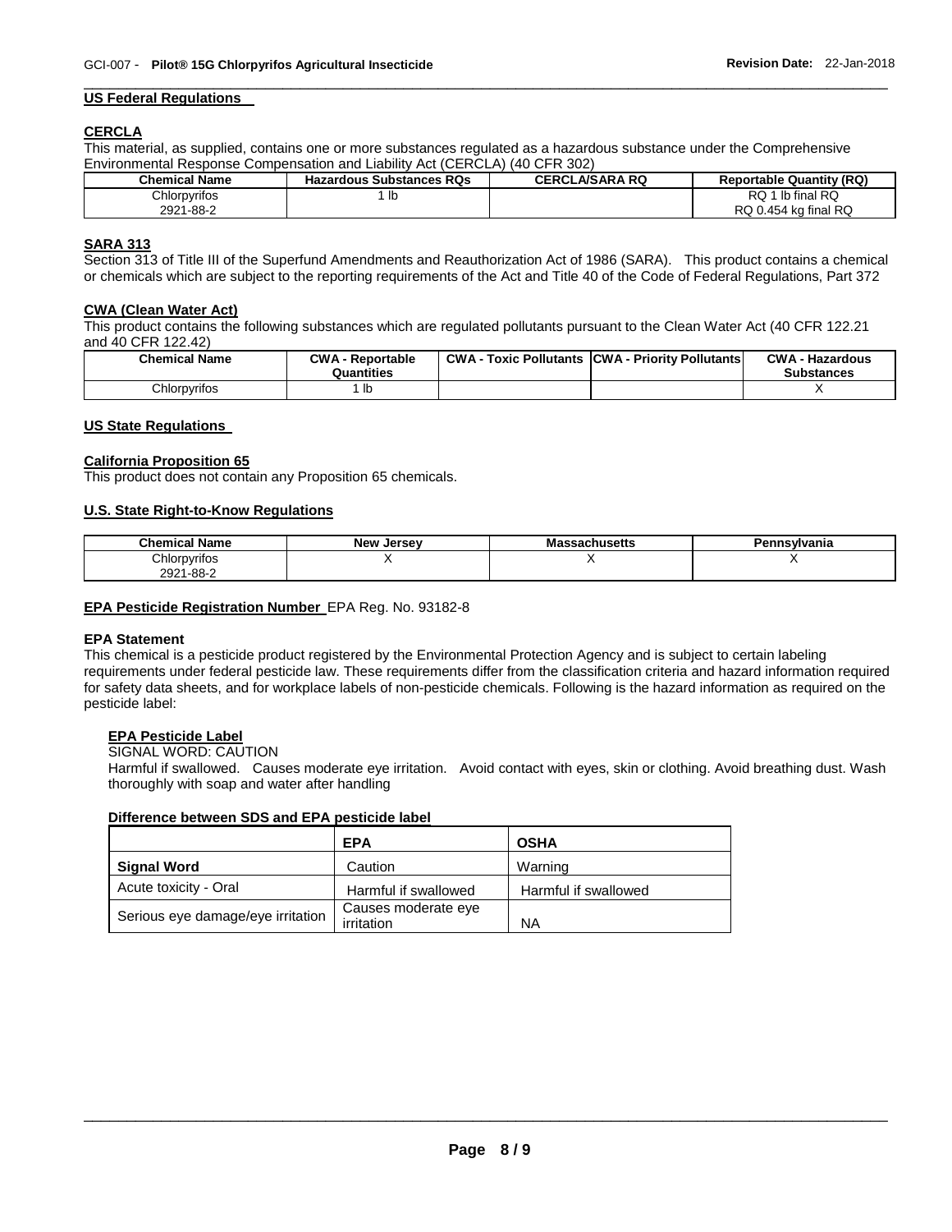## US Federal Regulations

### CERCLA

This material, as supplied, contains one or more substances regulated as a hazardous substance under the Comprehensive Environmental Response Compensation and Liability Act (CERCLA) (40 CFR 302)

| Chemical Name | Hazardous Substances RQs | CERCLA/SARA RQ | Reportable Quantity (RQ) |
|---|---|---|---|
| Chlorpyrifos<br>2921-88-2 | 1 lb | | RQ 1 lb final RQ<br>RQ 0.454 kg final RQ |

### SARA 313

Section 313 of Title III of the Superfund Amendments and Reauthorization Act of 1986 (SARA). This product contains a chemical or chemicals which are subject to the reporting requirements of the Act and Title 40 of the Code of Federal Regulations, Part 372

### CWA (Clean Water Act)

This product contains the following substances which are regulated pollutants pursuant to the Clean Water Act (40 CFR 122.21 and 40 CFR 122.42)

| Chemical Name | CWA - Reportable Quantities | CWA - Toxic Pollutants | CWA - Priority Pollutants | CWA - Hazardous Substances |
|---|---|---|---|---|
| Chlorpyrifos | 1 lb | | | X |

## US State Regulations

### California Proposition 65

This product does not contain any Proposition 65 chemicals.

### U.S. State Right-to-Know Regulations

| Chemical Name | New Jersey | Massachusetts | Pennsylvania |
|---|---|---|---|
| Chlorpyrifos<br>2921-88-2 | X | X | X |

**EPA Pesticide Registration Number** EPA Reg. No. 93182-8

### EPA Statement

This chemical is a pesticide product registered by the Environmental Protection Agency and is subject to certain labeling requirements under federal pesticide law. These requirements differ from the classification criteria and hazard information required for safety data sheets, and for workplace labels of non-pesticide chemicals. Following is the hazard information as required on the pesticide label:

#### EPA Pesticide Label

SIGNAL WORD: CAUTION

Harmful if swallowed. Causes moderate eye irritation. Avoid contact with eyes, skin or clothing. Avoid breathing dust. Wash thoroughly with soap and water after handling

#### Difference between SDS and EPA pesticide label

| | EPA | OSHA |
|---|---|---|
| **Signal Word** | Caution | Warning |
| Acute toxicity - Oral | Harmful if swallowed | Harmful if swallowed |
| Serious eye damage/eye irritation | Causes moderate eye irritation | NA |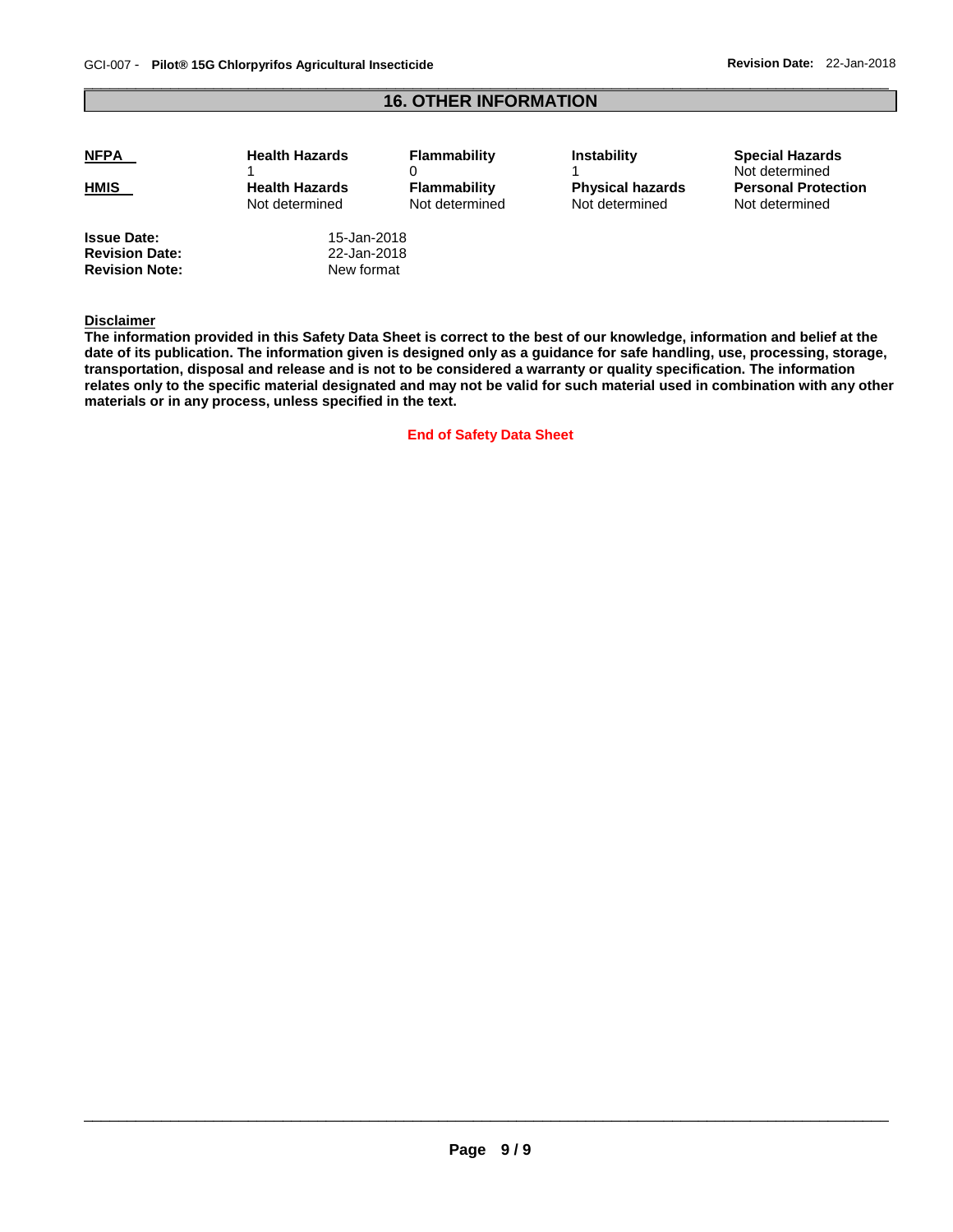## 16. OTHER INFORMATION

| | | | | |
|---|---|---|---|---|
| **NFPA** | **Health Hazards** 1 | **Flammability** 0 | **Instability** 1 | **Special Hazards** Not determined |
| **HMIS** | **Health Hazards** Not determined | **Flammability** Not determined | **Physical hazards** Not determined | **Personal Protection** Not determined |

**Issue Date:** 15-Jan-2018
**Revision Date:** 22-Jan-2018
**Revision Note:** New format

**Disclaimer**

**The information provided in this Safety Data Sheet is correct to the best of our knowledge, information and belief at the date of its publication. The information given is designed only as a guidance for safe handling, use, processing, storage, transportation, disposal and release and is not to be considered a warranty or quality specification. The information relates only to the specific material designated and may not be valid for such material used in combination with any other materials or in any process, unless specified in the text.**

**End of Safety Data Sheet**